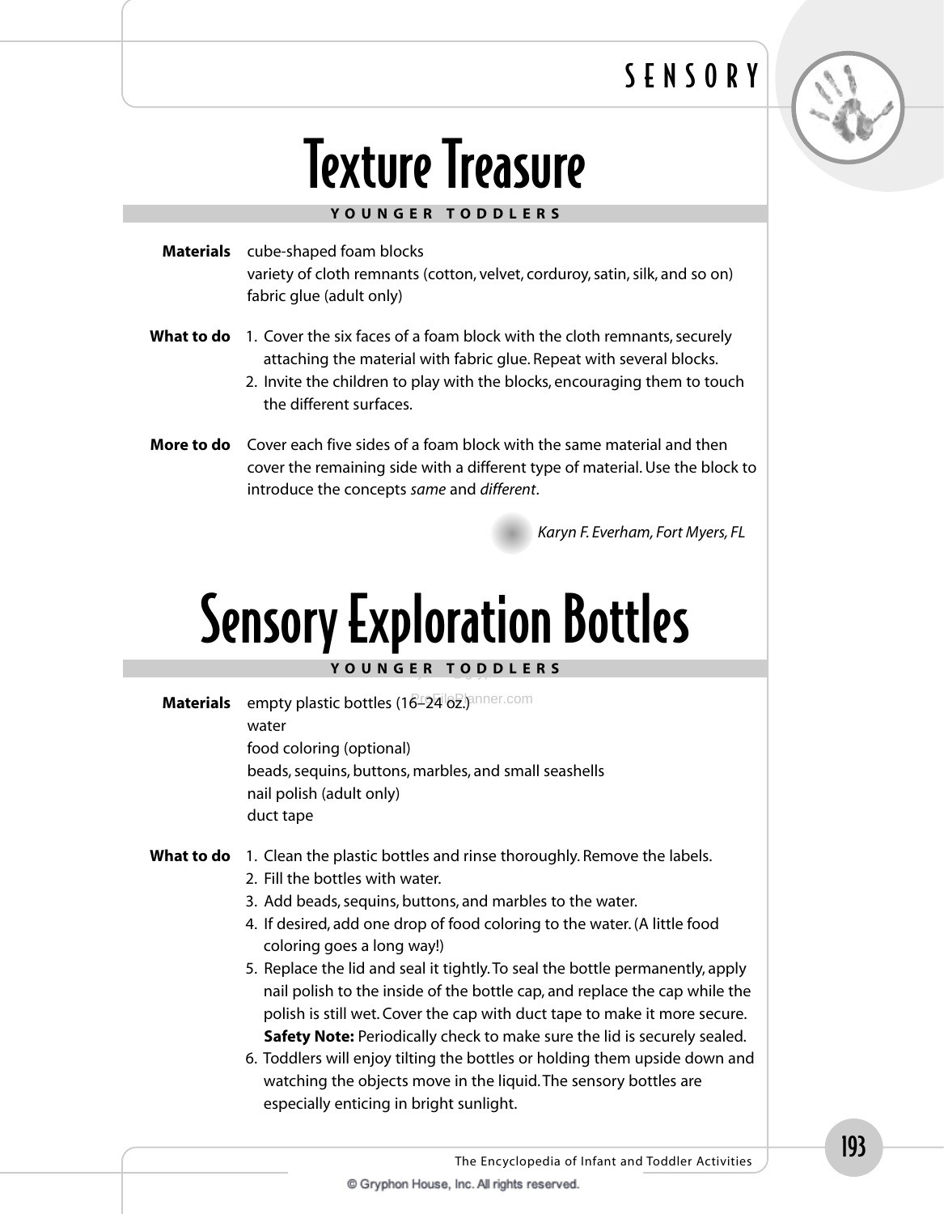# Texture Treasure

**YOUNGER TODDLERS**

**Materials**
cube-shaped foam blocks
variety of cloth remnants (cotton, velvet, corduroy, satin, silk, and so on)
fabric glue (adult only)

**What to do**
1. Cover the six faces of a foam block with the cloth remnants, securely attaching the material with fabric glue. Repeat with several blocks.
2. Invite the children to play with the blocks, encouraging them to touch the different surfaces.

**More to do**
Cover each five sides of a foam block with the same material and then cover the remaining side with a different type of material. Use the block to introduce the concepts *same* and *different*.

*Karyn F. Everham, Fort Myers, FL*

# Sensory Exploration Bottles

**YOUNGER TODDLERS**

**Materials**
empty plastic bottles (16–24 oz.)
water
food coloring (optional)
beads, sequins, buttons, marbles, and small seashells
nail polish (adult only)
duct tape

**What to do**
1. Clean the plastic bottles and rinse thoroughly. Remove the labels.
2. Fill the bottles with water.
3. Add beads, sequins, buttons, and marbles to the water.
4. If desired, add one drop of food coloring to the water. (A little food coloring goes a long way!)
5. Replace the lid and seal it tightly. To seal the bottle permanently, apply nail polish to the inside of the bottle cap, and replace the cap while the polish is still wet. Cover the cap with duct tape to make it more secure. **Safety Note:** Periodically check to make sure the lid is securely sealed.
6. Toddlers will enjoy tilting the bottles or holding them upside down and watching the objects move in the liquid. The sensory bottles are especially enticing in bright sunlight.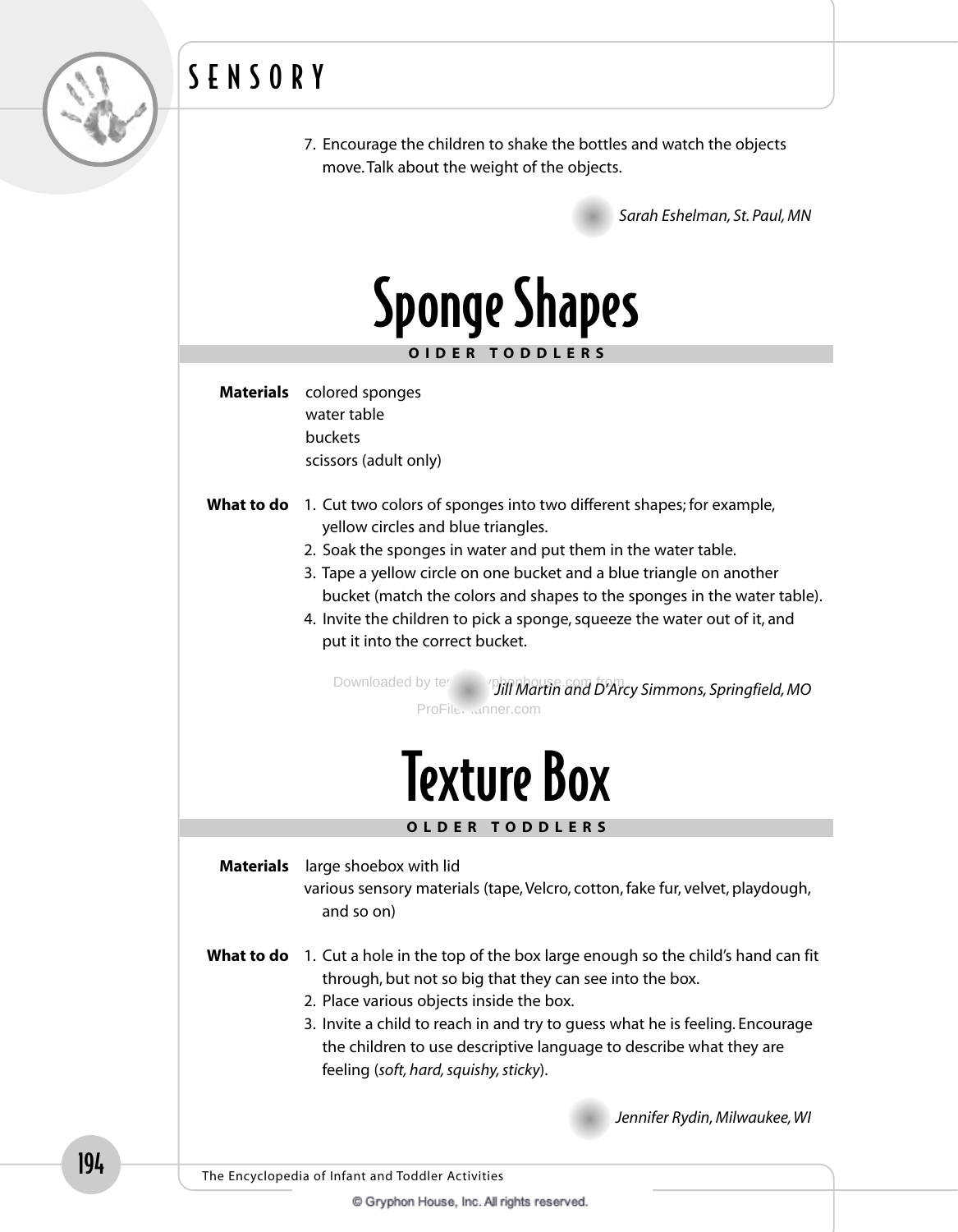7. Encourage the children to shake the bottles and watch the objects move. Talk about the weight of the objects.

*Sarah Eshelman, St. Paul, MN*

# Sponge Shapes

**OLDER TODDLERS**

**Materials**
colored sponges
water table
buckets
scissors (adult only)

**What to do**

1. Cut two colors of sponges into two different shapes; for example, yellow circles and blue triangles.
2. Soak the sponges in water and put them in the water table.
3. Tape a yellow circle on one bucket and a blue triangle on another bucket (match the colors and shapes to the sponges in the water table).
4. Invite the children to pick a sponge, squeeze the water out of it, and put it into the correct bucket.

*Jill Martin and D'Arcy Simmons, Springfield, MO*

# Texture Box

**OLDER TODDLERS**

**Materials**
large shoebox with lid
various sensory materials (tape, Velcro, cotton, fake fur, velvet, playdough, and so on)

**What to do**

1. Cut a hole in the top of the box large enough so the child's hand can fit through, but not so big that they can see into the box.
2. Place various objects inside the box.
3. Invite a child to reach in and try to guess what he is feeling. Encourage the children to use descriptive language to describe what they are feeling (*soft, hard, squishy, sticky*).

*Jennifer Rydin, Milwaukee, WI*